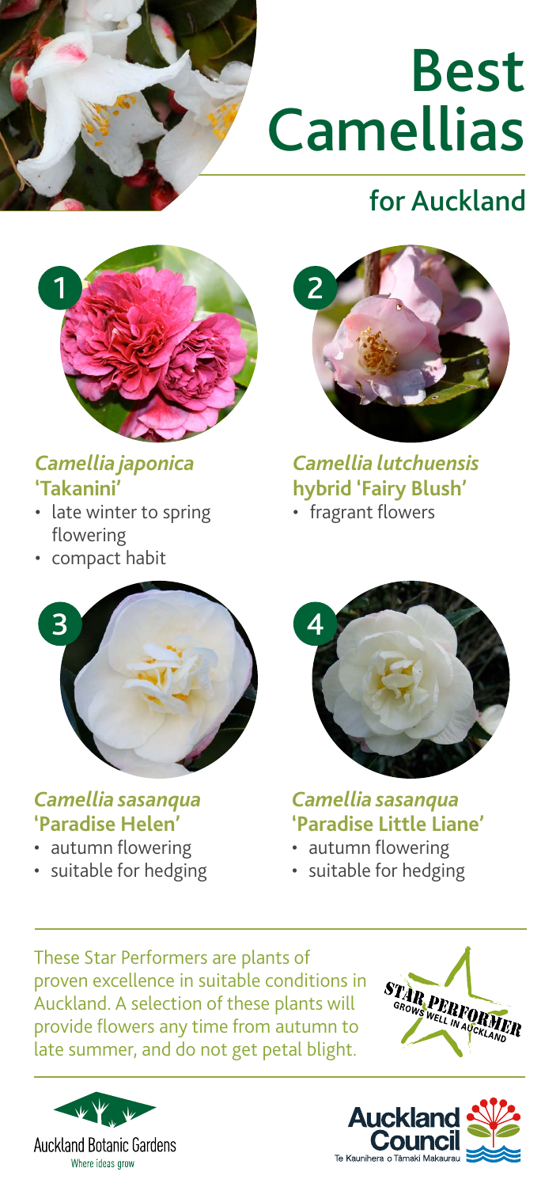# Best Camellias

## for Auckland

1

### *Camellia japonica* 'Takanini'

- late winter to spring flowering
- compact habit

2

### *Camellia lutchuensis* hybrid 'Fairy Blush'

- fragrant flowers

3

### *Camellia sasanqua* 'Paradise Helen'

- autumn flowering
- suitable for hedging

4

### *Camellia sasanqua* 'Paradise Little Liane'

- autumn flowering
- suitable for hedging

These Star Performers are plants of proven excellence in suitable conditions in Auckland. A selection of these plants will provide flowers any time from autumn to late summer, and do not get petal blight.

STAR PERFORMER
GROWS WELL IN AUCKLAND

Auckland Botanic Gardens
Where ideas grow

Auckland Council
Te Kaunihera o Tāmaki Makaurau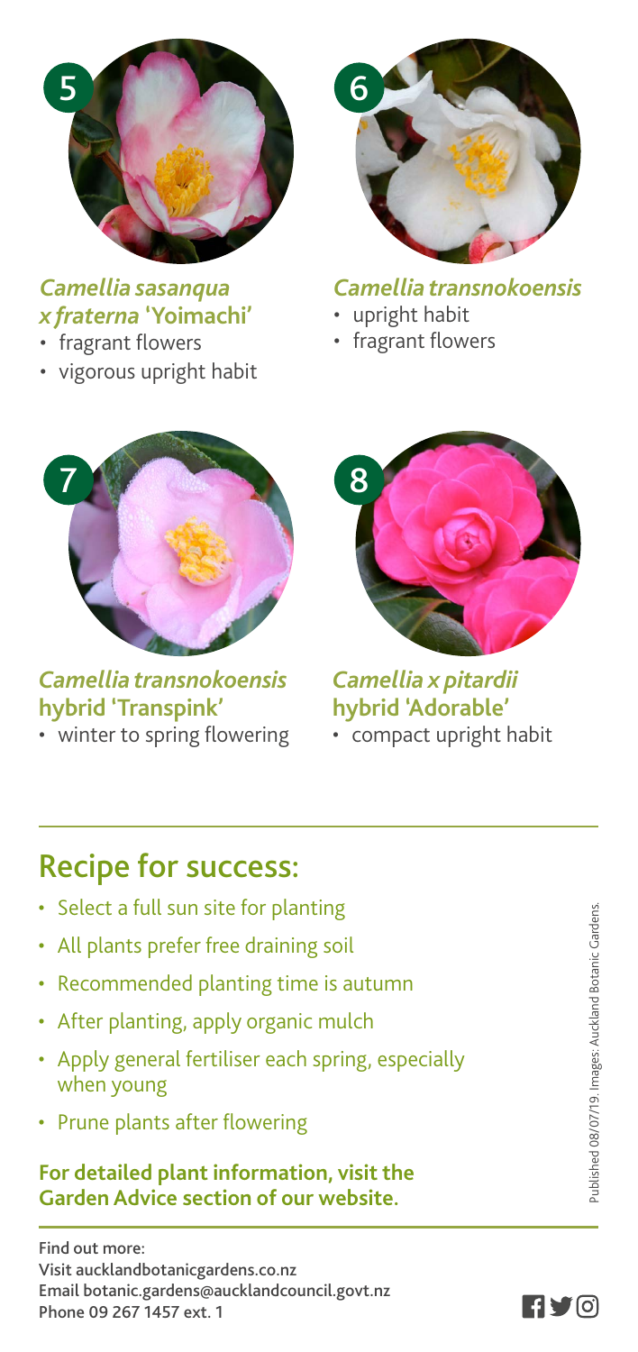5

***Camellia sasanqua x fraterna* 'Yoimachi'**

- fragrant flowers
- vigorous upright habit

6

***Camellia transnokoensis***

- upright habit
- fragrant flowers

7

***Camellia transnokoensis* hybrid 'Transpink'**

- winter to spring flowering

8

***Camellia x pitardii* hybrid 'Adorable'**

- compact upright habit

## Recipe for success:

- Select a full sun site for planting
- All plants prefer free draining soil
- Recommended planting time is autumn
- After planting, apply organic mulch
- Apply general fertiliser each spring, especially when young
- Prune plants after flowering

**For detailed plant information, visit the Garden Advice section of our website.**

Find out more:
Visit aucklandbotanicgardens.co.nz
Email botanic.gardens@aucklandcouncil.govt.nz
Phone 09 267 1457 ext. 1

Published 08/07/19. Images: Auckland Botanic Gardens.